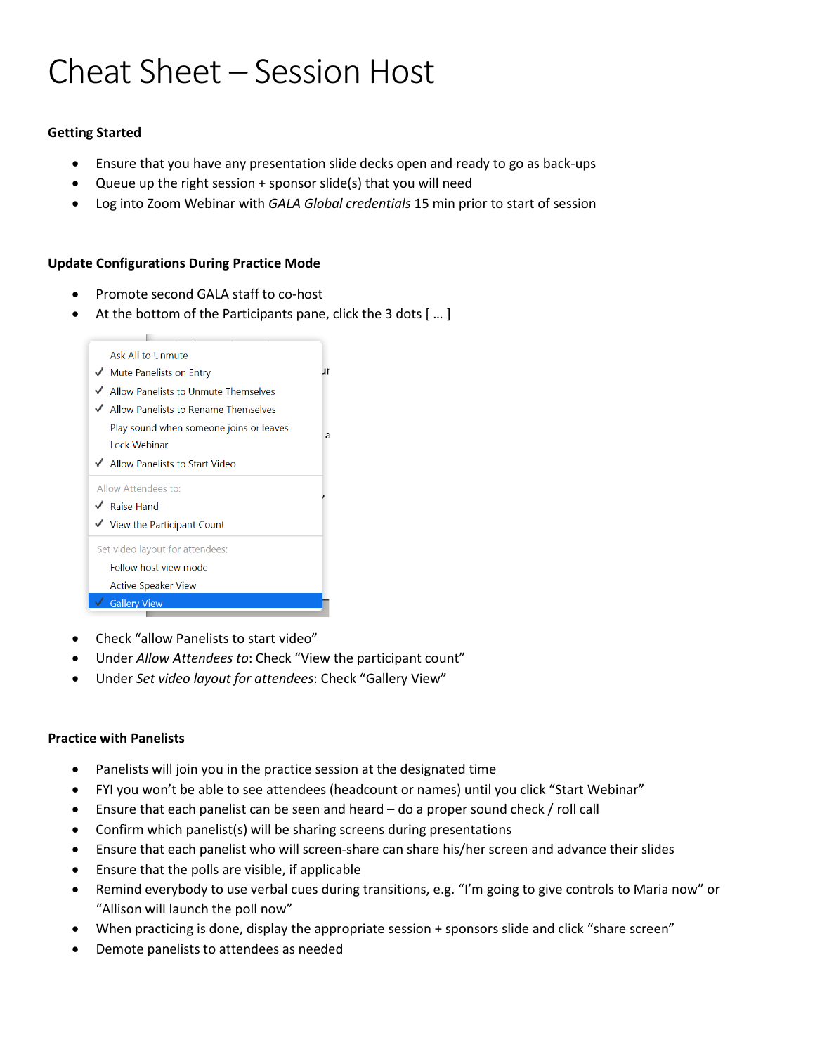# Cheat Sheet – Session Host

**Getting Started**

- Ensure that you have any presentation slide decks open and ready to go as back-ups
- Queue up the right session + sponsor slide(s) that you will need
- Log into Zoom Webinar with *GALA Global credentials* 15 min prior to start of session

**Update Configurations During Practice Mode**

- Promote second GALA staff to co-host
- At the bottom of the Participants pane, click the 3 dots [ … ]

  - Ask All to Unmute
  - ✓ Mute Panelists on Entry
  - ✓ Allow Panelists to Unmute Themselves
  - ✓ Allow Panelists to Rename Themselves
  - Play sound when someone joins or leaves
  - Lock Webinar
  - ✓ Allow Panelists to Start Video

  Allow Attendees to:

  - ✓ Raise Hand
  - ✓ View the Participant Count

  Set video layout for attendees:

  - Follow host view mode
  - Active Speaker View
  - ✓ Gallery View

- Check "allow Panelists to start video"
- Under *Allow Attendees to*: Check "View the participant count"
- Under *Set video layout for attendees*: Check "Gallery View"

**Practice with Panelists**

- Panelists will join you in the practice session at the designated time
- FYI you won't be able to see attendees (headcount or names) until you click "Start Webinar"
- Ensure that each panelist can be seen and heard – do a proper sound check / roll call
- Confirm which panelist(s) will be sharing screens during presentations
- Ensure that each panelist who will screen-share can share his/her screen and advance their slides
- Ensure that the polls are visible, if applicable
- Remind everybody to use verbal cues during transitions, e.g. "I'm going to give controls to Maria now" or "Allison will launch the poll now"
- When practicing is done, display the appropriate session + sponsors slide and click "share screen"
- Demote panelists to attendees as needed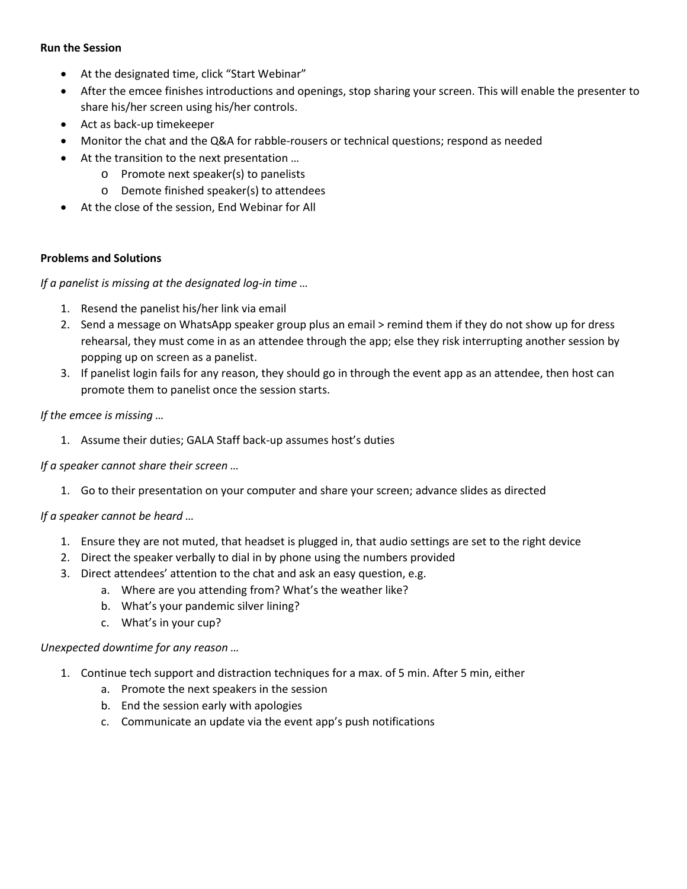**Run the Session**

- At the designated time, click "Start Webinar"
- After the emcee finishes introductions and openings, stop sharing your screen. This will enable the presenter to share his/her screen using his/her controls.
- Act as back-up timekeeper
- Monitor the chat and the Q&A for rabble-rousers or technical questions; respond as needed
- At the transition to the next presentation …
    - Promote next speaker(s) to panelists
    - Demote finished speaker(s) to attendees
- At the close of the session, End Webinar for All

**Problems and Solutions**

*If a panelist is missing at the designated log-in time …*

1. Resend the panelist his/her link via email
2. Send a message on WhatsApp speaker group plus an email > remind them if they do not show up for dress rehearsal, they must come in as an attendee through the app; else they risk interrupting another session by popping up on screen as a panelist.
3. If panelist login fails for any reason, they should go in through the event app as an attendee, then host can promote them to panelist once the session starts.

*If the emcee is missing …*

1. Assume their duties; GALA Staff back-up assumes host's duties

*If a speaker cannot share their screen …*

1. Go to their presentation on your computer and share your screen; advance slides as directed

*If a speaker cannot be heard …*

1. Ensure they are not muted, that headset is plugged in, that audio settings are set to the right device
2. Direct the speaker verbally to dial in by phone using the numbers provided
3. Direct attendees' attention to the chat and ask an easy question, e.g.
    a. Where are you attending from? What's the weather like?
    b. What's your pandemic silver lining?
    c. What's in your cup?

*Unexpected downtime for any reason …*

1. Continue tech support and distraction techniques for a max. of 5 min. After 5 min, either
    a. Promote the next speakers in the session
    b. End the session early with apologies
    c. Communicate an update via the event app's push notifications